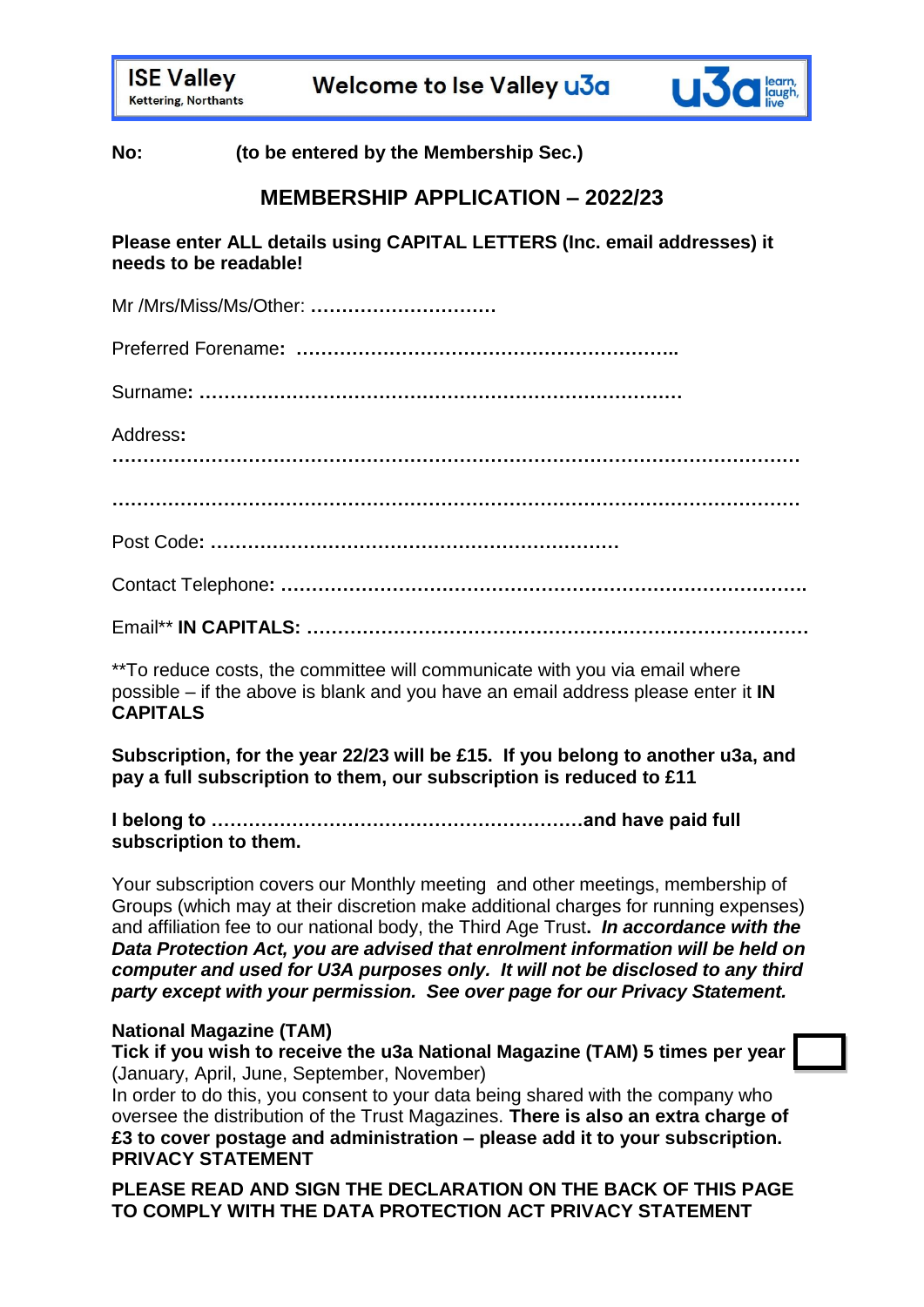**ISE Valley**
Kettering, Northants

**Welcome to Ise Valley u3a**

u3a learn, laugh, live

**No:** **(to be entered by the Membership Sec.)**

## MEMBERSHIP APPLICATION – 2022/23

**Please enter ALL details using CAPITAL LETTERS (Inc. email addresses) it needs to be readable!**

Mr /Mrs/Miss/Ms/Other: …………………………

Preferred Forename**:** ……………………………………………………..

Surname**:** ……………………………………………………………………

Address**:**

……………………………………………………………………………………………

……………………………………………………………………………………………

Post Code**:** …………………………………………………………

Contact Telephone**:** ……………………………………………………………………….

Email** **IN CAPITALS:** ………………………………………………………………………

**To reduce costs, the committee will communicate with you via email where possible – if the above is blank and you have an email address please enter it **IN CAPITALS**

**Subscription, for the year 22/23 will be £15. If you belong to another u3a, and pay a full subscription to them, our subscription is reduced to £11**

**I belong to ……………………………………………………and have paid full subscription to them.**

Your subscription covers our Monthly meeting and other meetings, membership of Groups (which may at their discretion make additional charges for running expenses) and affiliation fee to our national body, the Third Age Trust**.** ***In accordance with the Data Protection Act, you are advised that enrolment information will be held on computer and used for U3A purposes only. It will not be disclosed to any third party except with your permission. See over page for our Privacy Statement.***

**National Magazine (TAM)**
**Tick if you wish to receive the u3a National Magazine (TAM) 5 times per year** ☐
(January, April, June, September, November)
In order to do this, you consent to your data being shared with the company who oversee the distribution of the Trust Magazines. **There is also an extra charge of £3 to cover postage and administration – please add it to your subscription.**
**PRIVACY STATEMENT**

**PLEASE READ AND SIGN THE DECLARATION ON THE BACK OF THIS PAGE TO COMPLY WITH THE DATA PROTECTION ACT PRIVACY STATEMENT**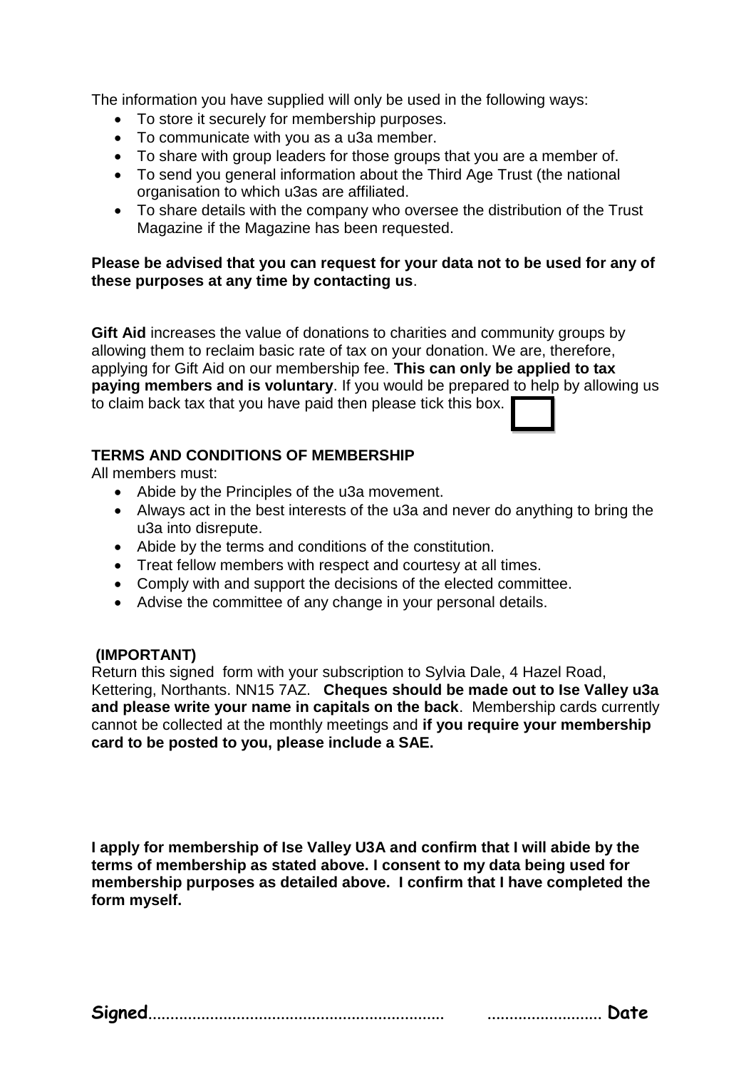The information you have supplied will only be used in the following ways:

- To store it securely for membership purposes.
- To communicate with you as a u3a member.
- To share with group leaders for those groups that you are a member of.
- To send you general information about the Third Age Trust (the national organisation to which u3as are affiliated.
- To share details with the company who oversee the distribution of the Trust Magazine if the Magazine has been requested.

**Please be advised that you can request for your data not to be used for any of these purposes at any time by contacting us**.

**Gift Aid** increases the value of donations to charities and community groups by allowing them to reclaim basic rate of tax on your donation. We are, therefore, applying for Gift Aid on our membership fee. **This can only be applied to tax paying members and is voluntary**. If you would be prepared to help by allowing us to claim back tax that you have paid then please tick this box. ☐

**TERMS AND CONDITIONS OF MEMBERSHIP**

All members must:

- Abide by the Principles of the u3a movement.
- Always act in the best interests of the u3a and never do anything to bring the u3a into disrepute.
- Abide by the terms and conditions of the constitution.
- Treat fellow members with respect and courtesy at all times.
- Comply with and support the decisions of the elected committee.
- Advise the committee of any change in your personal details.

**(IMPORTANT)**

Return this signed form with your subscription to Sylvia Dale, 4 Hazel Road, Kettering, Northants. NN15 7AZ. **Cheques should be made out to Ise Valley u3a and please write your name in capitals on the back**. Membership cards currently cannot be collected at the monthly meetings and **if you require your membership card to be posted to you, please include a SAE.**

**I apply for membership of Ise Valley U3A and confirm that I will abide by the terms of membership as stated above. I consent to my data being used for membership purposes as detailed above. I confirm that I have completed the form myself.**

**Signed**.................................................................. .......................... **Date**